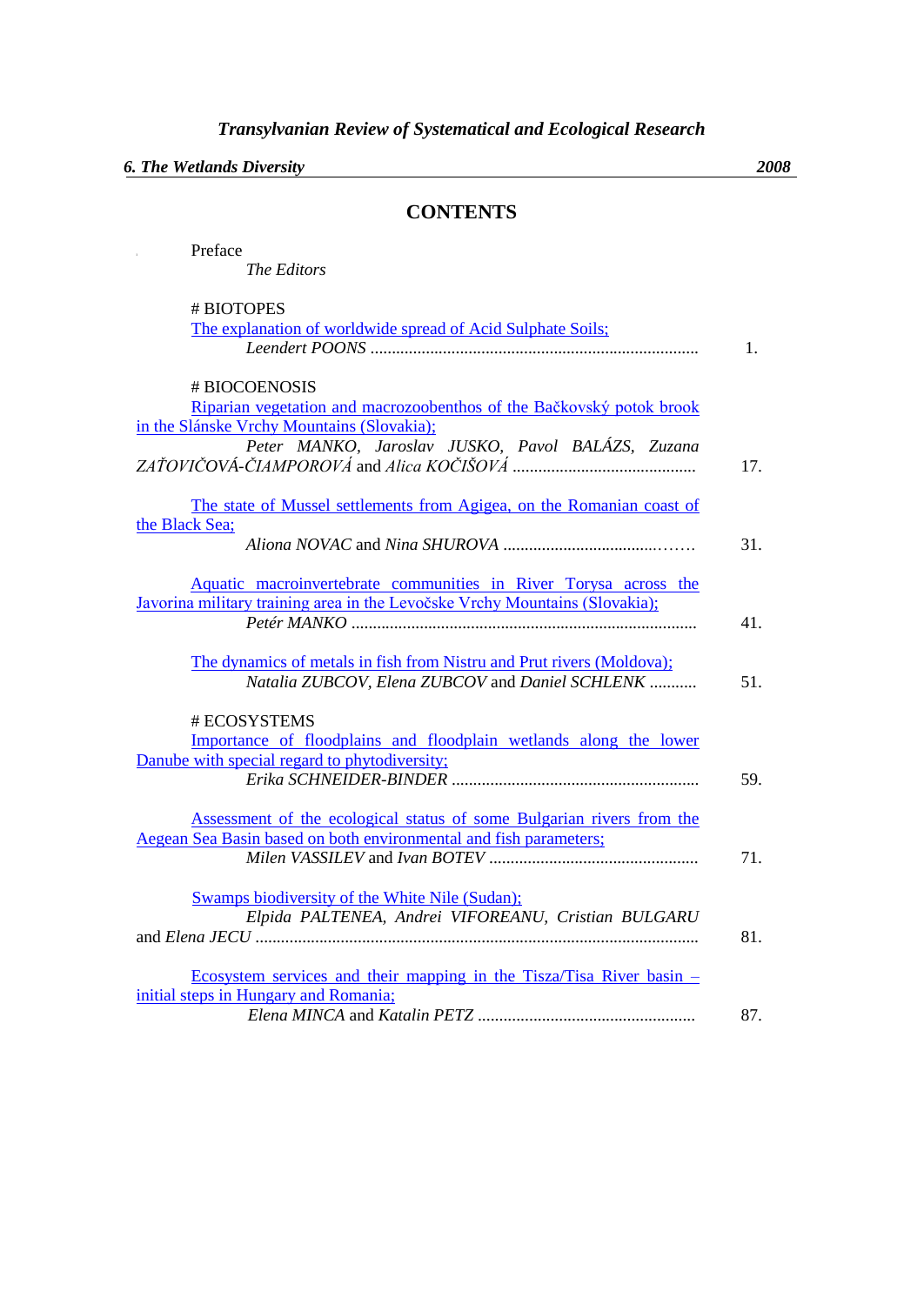*Transylvanian Review of Systematical and Ecological Research*

*6. The Wetlands Diversity* — *2008*

# CONTENTS

Preface
*The Editors*

## # BIOTOPES

The explanation of worldwide spread of Acid Sulphate Soils;
*Leendert POONS* ............................................................................ 1.

## # BIOCOENOSIS

Riparian vegetation and macrozoobenthos of the Bačkovský potok brook in the Slánske Vrchy Mountains (Slovakia);
*Peter MANKO, Jaroslav JUSKO, Pavol BALÁZS, Zuzana ZAŤOVIČOVÁ-ČIAMPOROVÁ* and *Alica KOČIŠOVÁ* .......................................... 17.

The state of Mussel settlements from Agigea, on the Romanian coast of the Black Sea;
*Aliona NOVAC* and *Nina SHUROVA* ...................................……. 31.

Aquatic macroinvertebrate communities in River Torysa across the Javorina military training area in the Levočske Vrchy Mountains (Slovakia);
*Petér MANKO* ................................................................................ 41.

The dynamics of metals in fish from Nistru and Prut rivers (Moldova);
*Natalia ZUBCOV, Elena ZUBCOV* and *Daniel SCHLENK* ........... 51.

## # ECOSYSTEMS

Importance of floodplains and floodplain wetlands along the lower Danube with special regard to phytodiversity;
*Erika SCHNEIDER-BINDER* .......................................................... 59.

Assessment of the ecological status of some Bulgarian rivers from the Aegean Sea Basin based on both environmental and fish parameters;
*Milen VASSILEV* and *Ivan BOTEV* ................................................. 71.

Swamps biodiversity of the White Nile (Sudan);
*Elpida PALTENEA, Andrei VIFOREANU, Cristian BULGARU* and *Elena JECU* ....................................................................................................... 81.

Ecosystem services and their mapping in the Tisza/Tisa River basin – initial steps in Hungary and Romania;
*Elena MINCA* and *Katalin PETZ* .................................................. 87.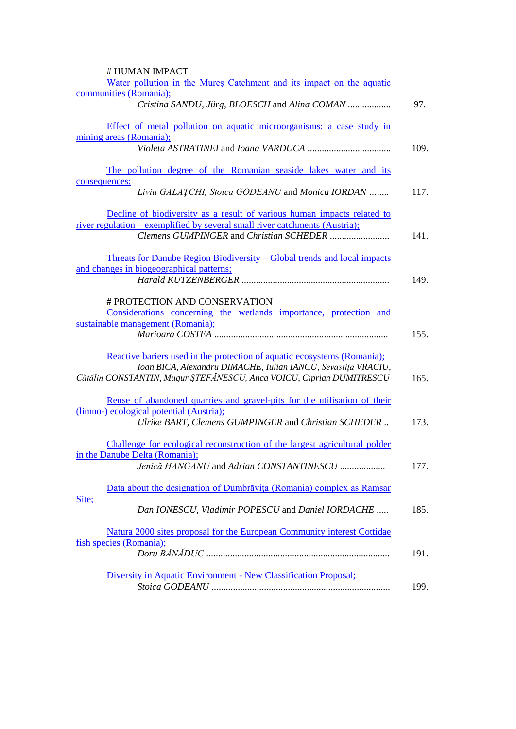# HUMAN IMPACT

Water pollution in the Mureş Catchment and its impact on the aquatic communities (Romania);
*Cristina SANDU*, *Jürg, BLOESCH* and *Alina COMAN* .................. 97.

Effect of metal pollution on aquatic microorganisms: a case study in mining areas (Romania);
*Violeta ASTRATINEI* and *Ioana VARDUCA* .................................. 109.

The pollution degree of the Romanian seaside lakes water and its consequences;
*Liviu GALAŢCHI*, *Stoica GODEANU* and *Monica IORDAN* ........ 117.

Decline of biodiversity as a result of various human impacts related to river regulation – exemplified by several small river catchments (Austria);
*Clemens GUMPINGER* and *Christian SCHEDER* ......................... 141.

Threats for Danube Region Biodiversity – Global trends and local impacts and changes in biogeographical patterns;
*Harald KUTZENBERGER* ............................................................. 149.

# PROTECTION AND CONSERVATION

Considerations concerning the wetlands importance, protection and sustainable management (Romania);
*Marioara COSTEA* ........................................................................ 155.

Reactive bariers used in the protection of aquatic ecosystems (Romania);
*Ioan BICA, Alexandru DIMACHE, Iulian IANCU, Sevastiţa VRACIU, Cătălin CONSTANTIN, Mugur ŞTEFĂNESCU, Anca VOICU, Ciprian DUMITRESCU* 165.

Reuse of abandoned quarries and gravel-pits for the utilisation of their (limno-) ecological potential (Austria);
*Ulrike BART*, *Clemens GUMPINGER* and *Christian SCHEDER* .. 173.

Challenge for ecological reconstruction of the largest agricultural polder in the Danube Delta (Romania);
*Jenică HANGANU* and *Adrian CONSTANTINESCU* .................. 177.

Data about the designation of Dumbrăviţa (Romania) complex as Ramsar Site;
*Dan IONESCU*, *Vladimir POPESCU* and *Daniel IORDACHE* ..... 185.

Natura 2000 sites proposal for the European Community interest Cottidae fish species (Romania);
*Doru BĂNĂDUC* ............................................................................ 191.

Diversity in Aquatic Environment - New Classification Proposal;
*Stoica GODEANU* .......................................................................... 199.